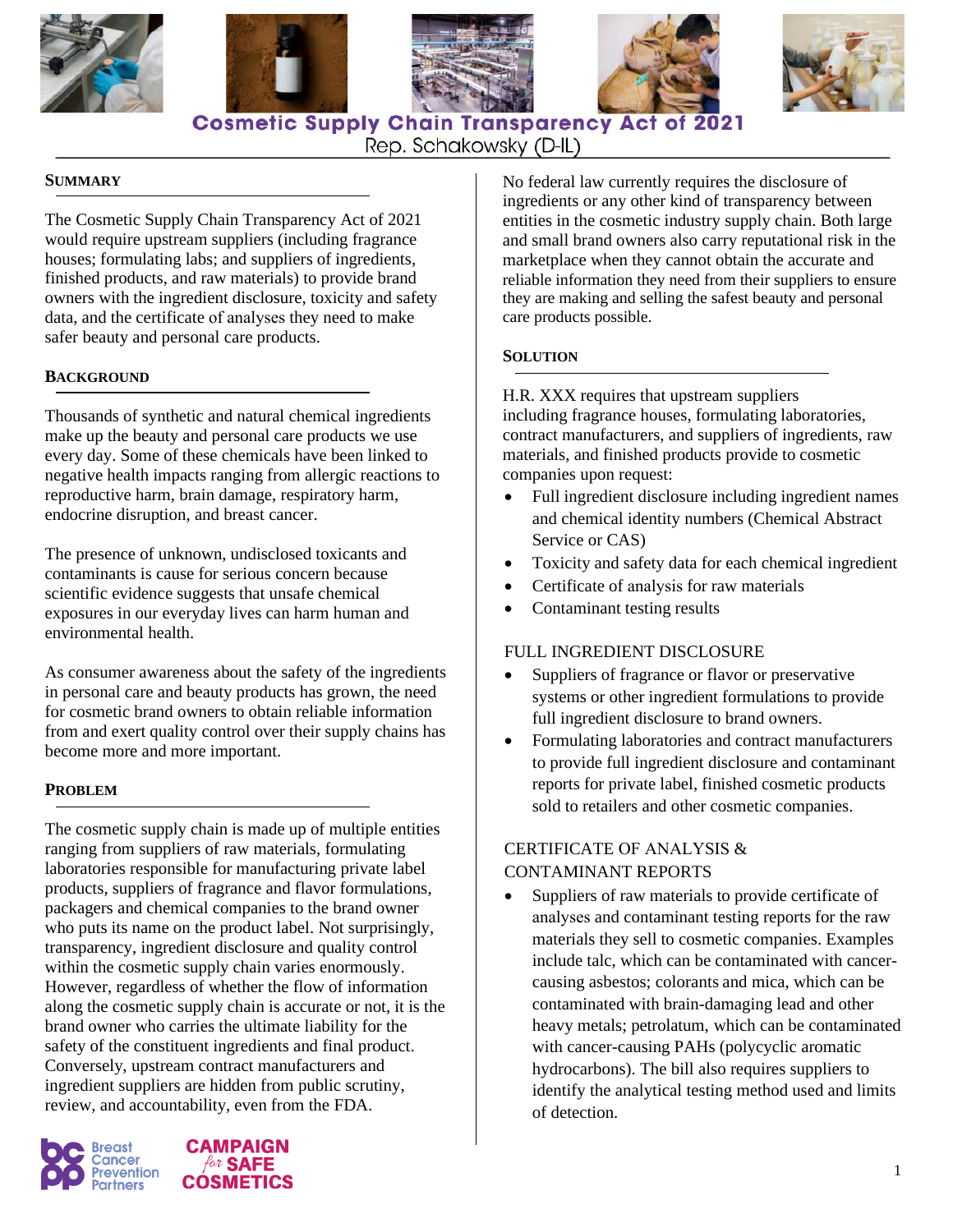# Cosmetic Supply Chain Transparency Act of 2021

Rep. Schakowsky (D-IL)

## SUMMARY

The Cosmetic Supply Chain Transparency Act of 2021 would require upstream suppliers (including fragrance houses; formulating labs; and suppliers of ingredients, finished products, and raw materials) to provide brand owners with the ingredient disclosure, toxicity and safety data, and the certificate of analyses they need to make safer beauty and personal care products.

## BACKGROUND

Thousands of synthetic and natural chemical ingredients make up the beauty and personal care products we use every day. Some of these chemicals have been linked to negative health impacts ranging from allergic reactions to reproductive harm, brain damage, respiratory harm, endocrine disruption, and breast cancer.

The presence of unknown, undisclosed toxicants and contaminants is cause for serious concern because scientific evidence suggests that unsafe chemical exposures in our everyday lives can harm human and environmental health.

As consumer awareness about the safety of the ingredients in personal care and beauty products has grown, the need for cosmetic brand owners to obtain reliable information from and exert quality control over their supply chains has become more and more important.

## PROBLEM

The cosmetic supply chain is made up of multiple entities ranging from suppliers of raw materials, formulating laboratories responsible for manufacturing private label products, suppliers of fragrance and flavor formulations, packagers and chemical companies to the brand owner who puts its name on the product label. Not surprisingly, transparency, ingredient disclosure and quality control within the cosmetic supply chain varies enormously. However, regardless of whether the flow of information along the cosmetic supply chain is accurate or not, it is the brand owner who carries the ultimate liability for the safety of the constituent ingredients and final product. Conversely, upstream contract manufacturers and ingredient suppliers are hidden from public scrutiny, review, and accountability, even from the FDA.

No federal law currently requires the disclosure of ingredients or any other kind of transparency between entities in the cosmetic industry supply chain. Both large and small brand owners also carry reputational risk in the marketplace when they cannot obtain the accurate and reliable information they need from their suppliers to ensure they are making and selling the safest beauty and personal care products possible.

## SOLUTION

H.R. XXX requires that upstream suppliers including fragrance houses, formulating laboratories, contract manufacturers, and suppliers of ingredients, raw materials, and finished products provide to cosmetic companies upon request:

- Full ingredient disclosure including ingredient names and chemical identity numbers (Chemical Abstract Service or CAS)
- Toxicity and safety data for each chemical ingredient
- Certificate of analysis for raw materials
- Contaminant testing results

### FULL INGREDIENT DISCLOSURE

- Suppliers of fragrance or flavor or preservative systems or other ingredient formulations to provide full ingredient disclosure to brand owners.
- Formulating laboratories and contract manufacturers to provide full ingredient disclosure and contaminant reports for private label, finished cosmetic products sold to retailers and other cosmetic companies.

### CERTIFICATE OF ANALYSIS & CONTAMINANT REPORTS

- Suppliers of raw materials to provide certificate of analyses and contaminant testing reports for the raw materials they sell to cosmetic companies. Examples include talc, which can be contaminated with cancer-causing asbestos; colorants and mica, which can be contaminated with brain-damaging lead and other heavy metals; petrolatum, which can be contaminated with cancer-causing PAHs (polycyclic aromatic hydrocarbons). The bill also requires suppliers to identify the analytical testing method used and limits of detection.

Breast Cancer Prevention Partners

CAMPAIGN *for* SAFE COSMETICS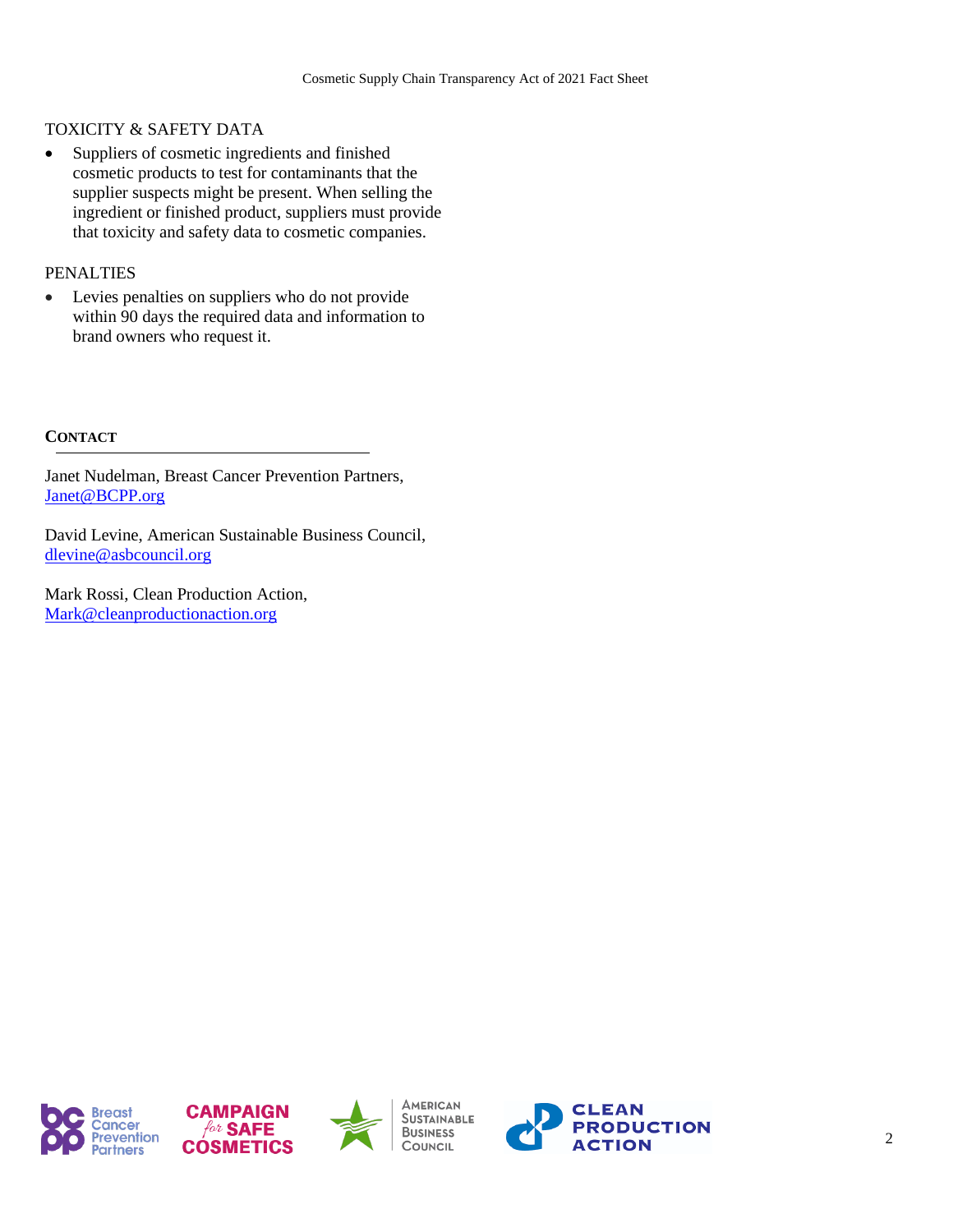## TOXICITY & SAFETY DATA

- Suppliers of cosmetic ingredients and finished cosmetic products to test for contaminants that the supplier suspects might be present. When selling the ingredient or finished product, suppliers must provide that toxicity and safety data to cosmetic companies.

## PENALTIES

- Levies penalties on suppliers who do not provide within 90 days the required data and information to brand owners who request it.

## CONTACT

Janet Nudelman, Breast Cancer Prevention Partners, Janet@BCPP.org

David Levine, American Sustainable Business Council, dlevine@asbcouncil.org

Mark Rossi, Clean Production Action, Mark@cleanproductionaction.org